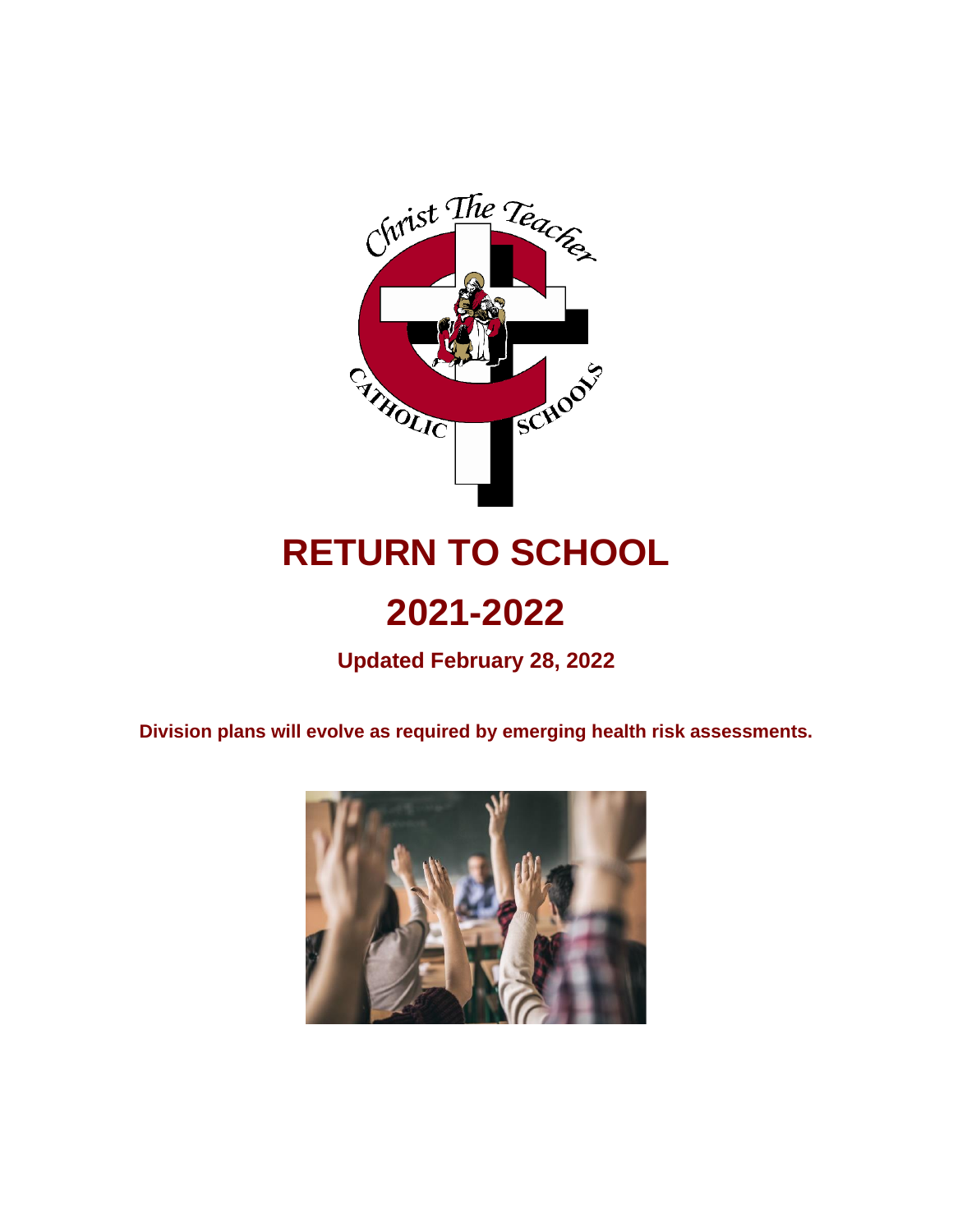# RETURN TO SCHOOL

# 2021-2022

**Updated February 28, 2022**

**Division plans will evolve as required by emerging health risk assessments.**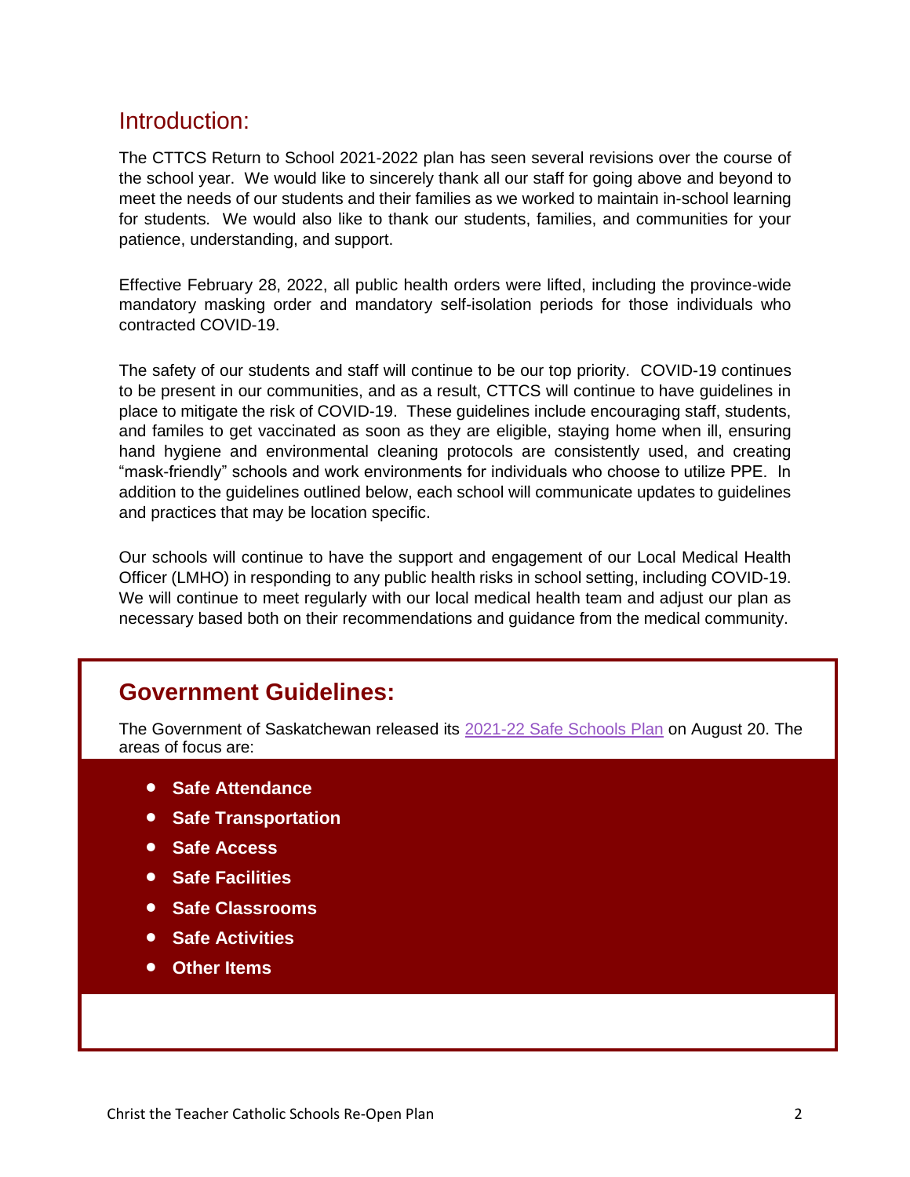## Introduction:

The CTTCS Return to School 2021-2022 plan has seen several revisions over the course of the school year. We would like to sincerely thank all our staff for going above and beyond to meet the needs of our students and their families as we worked to maintain in-school learning for students. We would also like to thank our students, families, and communities for your patience, understanding, and support.

Effective February 28, 2022, all public health orders were lifted, including the province-wide mandatory masking order and mandatory self-isolation periods for those individuals who contracted COVID-19.

The safety of our students and staff will continue to be our top priority. COVID-19 continues to be present in our communities, and as a result, CTTCS will continue to have guidelines in place to mitigate the risk of COVID-19. These guidelines include encouraging staff, students, and familes to get vaccinated as soon as they are eligible, staying home when ill, ensuring hand hygiene and environmental cleaning protocols are consistently used, and creating "mask-friendly" schools and work environments for individuals who choose to utilize PPE. In addition to the guidelines outlined below, each school will communicate updates to guidelines and practices that may be location specific.

Our schools will continue to have the support and engagement of our Local Medical Health Officer (LMHO) in responding to any public health risks in school setting, including COVID-19. We will continue to meet regularly with our local medical health team and adjust our plan as necessary based both on their recommendations and guidance from the medical community.

## Government Guidelines:

The Government of Saskatchewan released its 2021-22 Safe Schools Plan on August 20. The areas of focus are:

- **Safe Attendance**
- **Safe Transportation**
- **Safe Access**
- **Safe Facilities**
- **Safe Classrooms**
- **Safe Activities**
- **Other Items**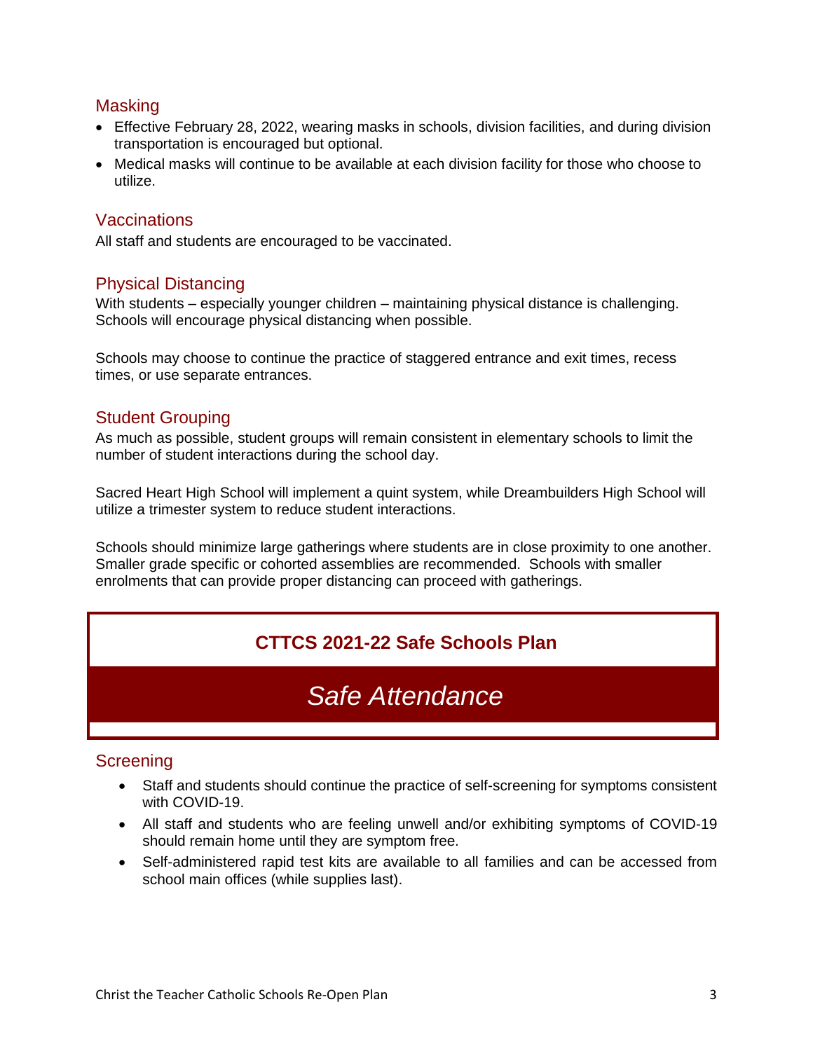## Masking

- Effective February 28, 2022, wearing masks in schools, division facilities, and during division transportation is encouraged but optional.
- Medical masks will continue to be available at each division facility for those who choose to utilize.

## Vaccinations

All staff and students are encouraged to be vaccinated.

## Physical Distancing

With students – especially younger children – maintaining physical distance is challenging. Schools will encourage physical distancing when possible.

Schools may choose to continue the practice of staggered entrance and exit times, recess times, or use separate entrances.

## Student Grouping

As much as possible, student groups will remain consistent in elementary schools to limit the number of student interactions during the school day.

Sacred Heart High School will implement a quint system, while Dreambuilders High School will utilize a trimester system to reduce student interactions.

Schools should minimize large gatherings where students are in close proximity to one another. Smaller grade specific or cohorted assemblies are recommended. Schools with smaller enrolments that can provide proper distancing can proceed with gatherings.

**CTTCS 2021-22 Safe Schools Plan**

# *Safe Attendance*

## Screening

- Staff and students should continue the practice of self-screening for symptoms consistent with COVID-19.
- All staff and students who are feeling unwell and/or exhibiting symptoms of COVID-19 should remain home until they are symptom free.
- Self-administered rapid test kits are available to all families and can be accessed from school main offices (while supplies last).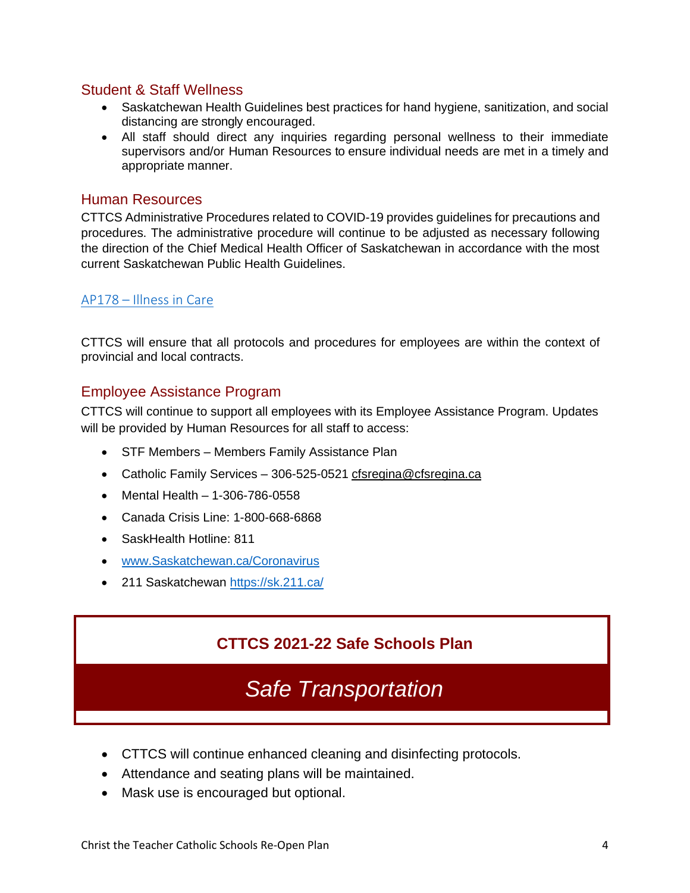## Student & Staff Wellness

- Saskatchewan Health Guidelines best practices for hand hygiene, sanitization, and social distancing are strongly encouraged.
- All staff should direct any inquiries regarding personal wellness to their immediate supervisors and/or Human Resources to ensure individual needs are met in a timely and appropriate manner.

## Human Resources

CTTCS Administrative Procedures related to COVID-19 provides guidelines for precautions and procedures. The administrative procedure will continue to be adjusted as necessary following the direction of the Chief Medical Health Officer of Saskatchewan in accordance with the most current Saskatchewan Public Health Guidelines.

AP178 – Illness in Care

CTTCS will ensure that all protocols and procedures for employees are within the context of provincial and local contracts.

## Employee Assistance Program

CTTCS will continue to support all employees with its Employee Assistance Program. Updates will be provided by Human Resources for all staff to access:

- STF Members – Members Family Assistance Plan
- Catholic Family Services – 306-525-0521 cfsregina@cfsregina.ca
- Mental Health – 1-306-786-0558
- Canada Crisis Line: 1-800-668-6868
- SaskHealth Hotline: 811
- www.Saskatchewan.ca/Coronavirus
- 211 Saskatchewan https://sk.211.ca/

**CTTCS 2021-22 Safe Schools Plan**

# *Safe Transportation*

- CTTCS will continue enhanced cleaning and disinfecting protocols.
- Attendance and seating plans will be maintained.
- Mask use is encouraged but optional.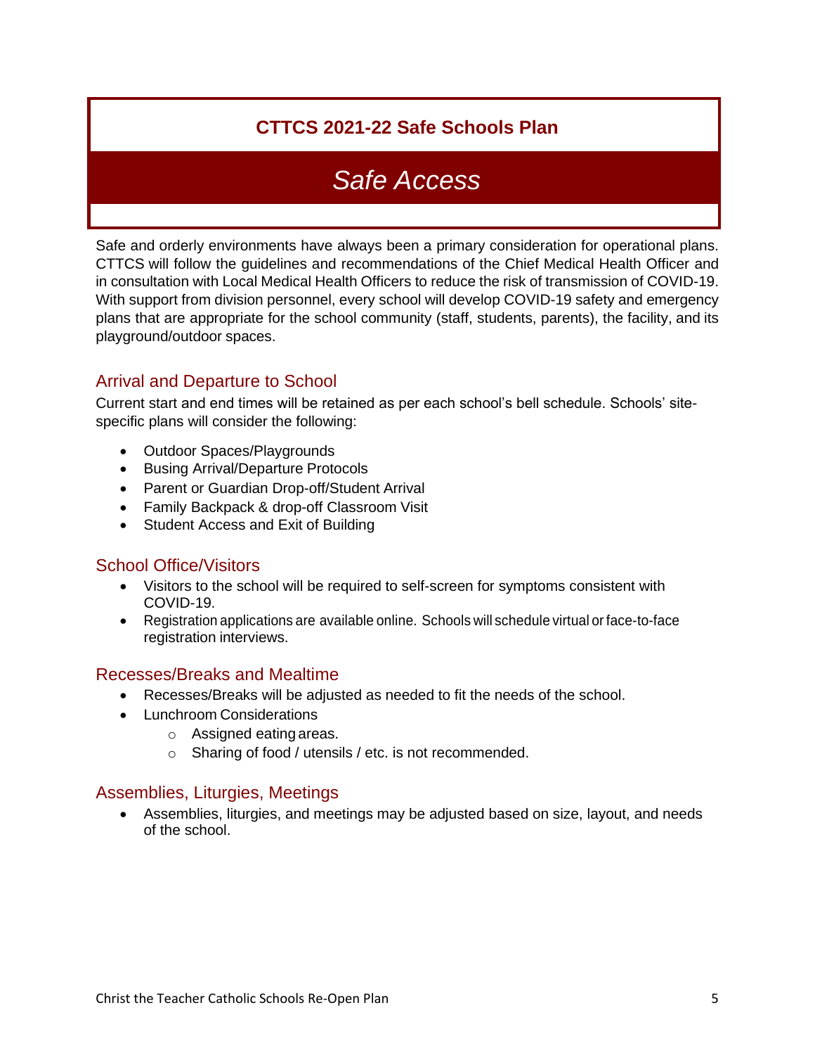**CTTCS 2021-22 Safe Schools Plan**

# *Safe Access*

Safe and orderly environments have always been a primary consideration for operational plans. CTTCS will follow the guidelines and recommendations of the Chief Medical Health Officer and in consultation with Local Medical Health Officers to reduce the risk of transmission of COVID-19. With support from division personnel, every school will develop COVID-19 safety and emergency plans that are appropriate for the school community (staff, students, parents), the facility, and its playground/outdoor spaces.

## Arrival and Departure to School

Current start and end times will be retained as per each school's bell schedule. Schools' site-specific plans will consider the following:

- Outdoor Spaces/Playgrounds
- Busing Arrival/Departure Protocols
- Parent or Guardian Drop-off/Student Arrival
- Family Backpack & drop-off Classroom Visit
- Student Access and Exit of Building

## School Office/Visitors

- Visitors to the school will be required to self-screen for symptoms consistent with COVID-19.
- Registration applications are available online. Schools will schedule virtual or face-to-face registration interviews.

## Recesses/Breaks and Mealtime

- Recesses/Breaks will be adjusted as needed to fit the needs of the school.
- Lunchroom Considerations
  - Assigned eating areas.
  - Sharing of food / utensils / etc. is not recommended.

## Assemblies, Liturgies, Meetings

- Assemblies, liturgies, and meetings may be adjusted based on size, layout, and needs of the school.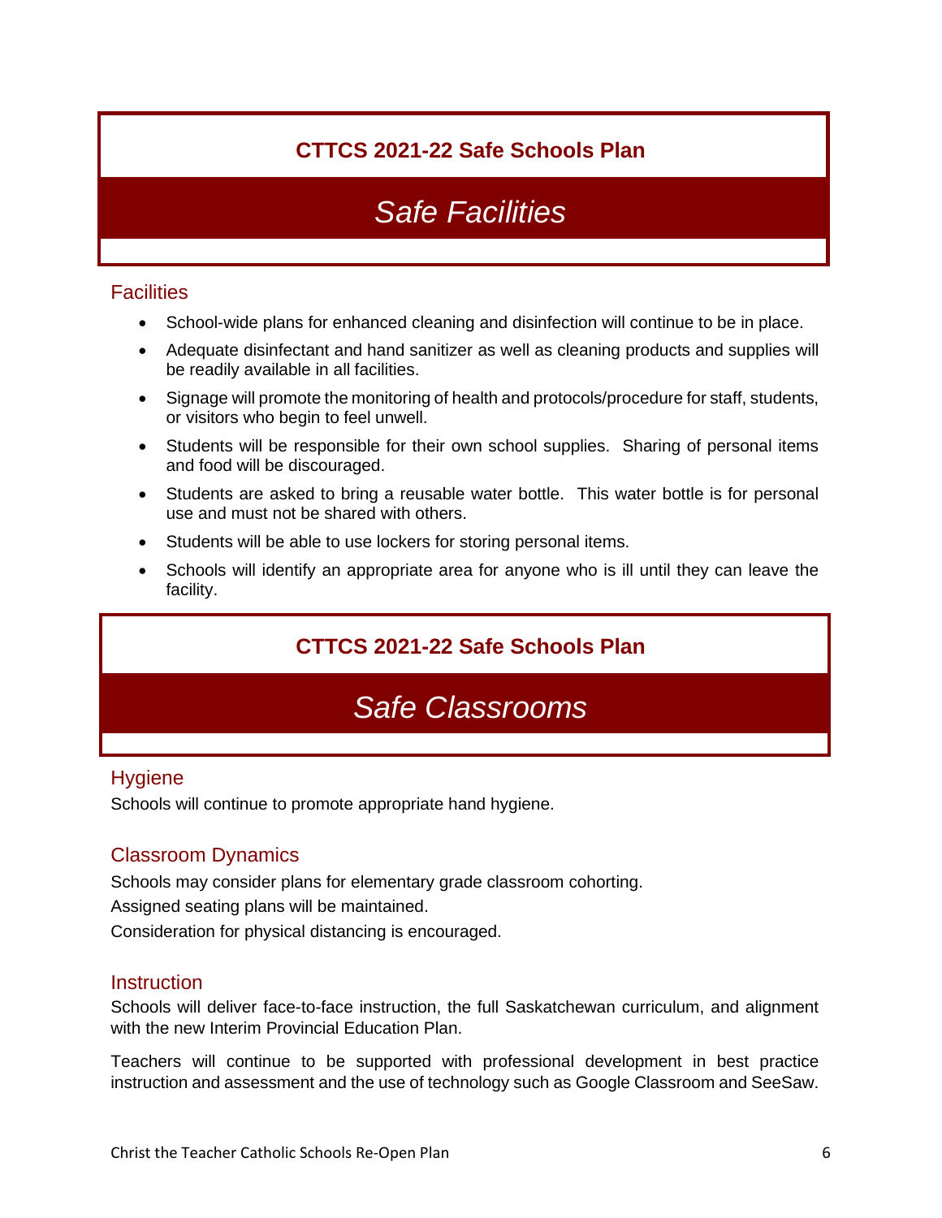**CTTCS 2021-22 Safe Schools Plan**

# *Safe Facilities*

## Facilities

- School-wide plans for enhanced cleaning and disinfection will continue to be in place.
- Adequate disinfectant and hand sanitizer as well as cleaning products and supplies will be readily available in all facilities.
- Signage will promote the monitoring of health and protocols/procedure for staff, students, or visitors who begin to feel unwell.
- Students will be responsible for their own school supplies. Sharing of personal items and food will be discouraged.
- Students are asked to bring a reusable water bottle. This water bottle is for personal use and must not be shared with others.
- Students will be able to use lockers for storing personal items.
- Schools will identify an appropriate area for anyone who is ill until they can leave the facility.

**CTTCS 2021-22 Safe Schools Plan**

# *Safe Classrooms*

## Hygiene

Schools will continue to promote appropriate hand hygiene.

## Classroom Dynamics

Schools may consider plans for elementary grade classroom cohorting.

Assigned seating plans will be maintained.

Consideration for physical distancing is encouraged.

## Instruction

Schools will deliver face-to-face instruction, the full Saskatchewan curriculum, and alignment with the new Interim Provincial Education Plan.

Teachers will continue to be supported with professional development in best practice instruction and assessment and the use of technology such as Google Classroom and SeeSaw.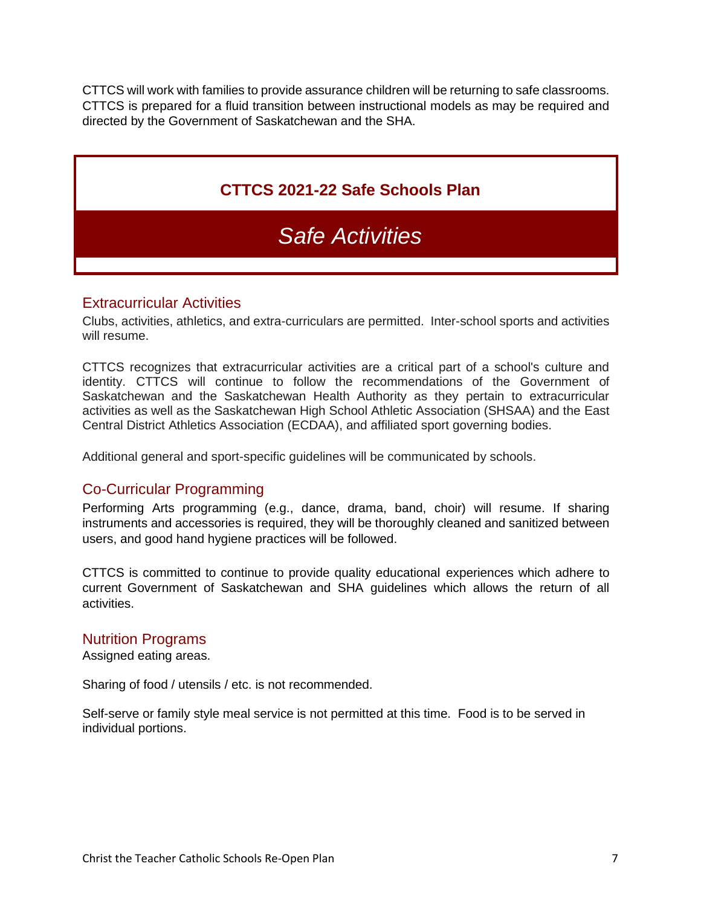CTTCS will work with families to provide assurance children will be returning to safe classrooms. CTTCS is prepared for a fluid transition between instructional models as may be required and directed by the Government of Saskatchewan and the SHA.

**CTTCS 2021-22 Safe Schools Plan**

# *Safe Activities*

## Extracurricular Activities

Clubs, activities, athletics, and extra-curriculars are permitted. Inter-school sports and activities will resume.

CTTCS recognizes that extracurricular activities are a critical part of a school's culture and identity. CTTCS will continue to follow the recommendations of the Government of Saskatchewan and the Saskatchewan Health Authority as they pertain to extracurricular activities as well as the Saskatchewan High School Athletic Association (SHSAA) and the East Central District Athletics Association (ECDAA), and affiliated sport governing bodies.

Additional general and sport-specific guidelines will be communicated by schools.

## Co-Curricular Programming

Performing Arts programming (e.g., dance, drama, band, choir) will resume. If sharing instruments and accessories is required, they will be thoroughly cleaned and sanitized between users, and good hand hygiene practices will be followed.

CTTCS is committed to continue to provide quality educational experiences which adhere to current Government of Saskatchewan and SHA guidelines which allows the return of all activities.

## Nutrition Programs

Assigned eating areas.

Sharing of food / utensils / etc. is not recommended.

Self-serve or family style meal service is not permitted at this time. Food is to be served in individual portions.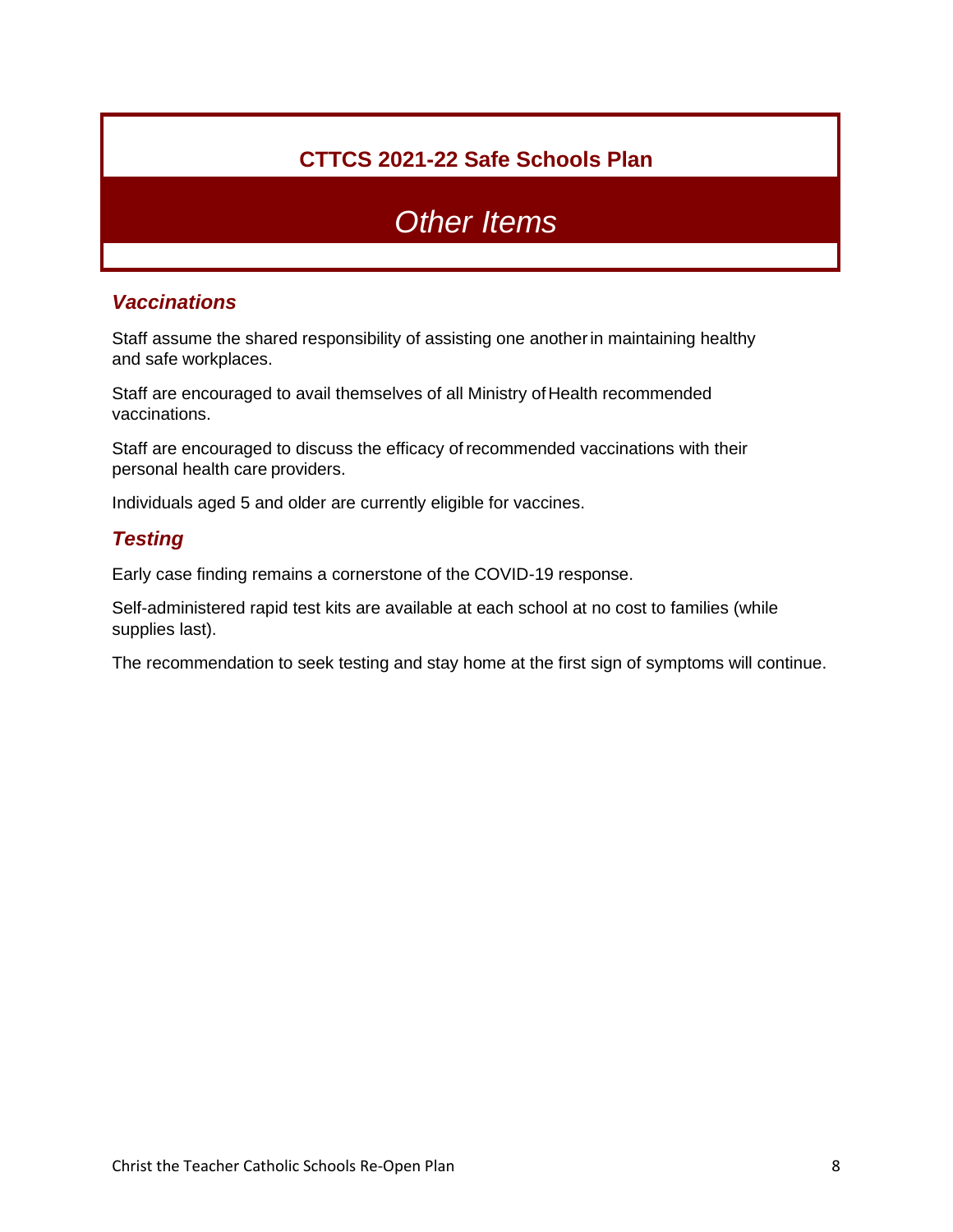**CTTCS 2021-22 Safe Schools Plan**

# *Other Items*

## *Vaccinations*

Staff assume the shared responsibility of assisting one another in maintaining healthy and safe workplaces.

Staff are encouraged to avail themselves of all Ministry of Health recommended vaccinations.

Staff are encouraged to discuss the efficacy of recommended vaccinations with their personal health care providers.

Individuals aged 5 and older are currently eligible for vaccines.

## *Testing*

Early case finding remains a cornerstone of the COVID-19 response.

Self-administered rapid test kits are available at each school at no cost to families (while supplies last).

The recommendation to seek testing and stay home at the first sign of symptoms will continue.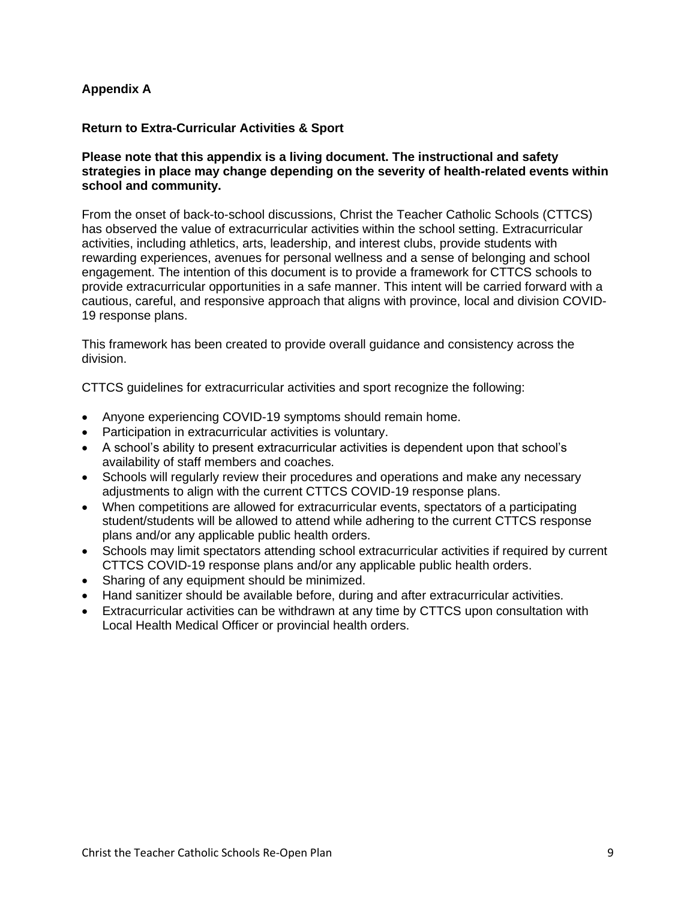## Appendix A

### Return to Extra-Curricular Activities & Sport

**Please note that this appendix is a living document. The instructional and safety strategies in place may change depending on the severity of health-related events within school and community.**

From the onset of back-to-school discussions, Christ the Teacher Catholic Schools (CTTCS) has observed the value of extracurricular activities within the school setting. Extracurricular activities, including athletics, arts, leadership, and interest clubs, provide students with rewarding experiences, avenues for personal wellness and a sense of belonging and school engagement. The intention of this document is to provide a framework for CTTCS schools to provide extracurricular opportunities in a safe manner. This intent will be carried forward with a cautious, careful, and responsive approach that aligns with province, local and division COVID-19 response plans.

This framework has been created to provide overall guidance and consistency across the division.

CTTCS guidelines for extracurricular activities and sport recognize the following:

- Anyone experiencing COVID-19 symptoms should remain home.
- Participation in extracurricular activities is voluntary.
- A school's ability to present extracurricular activities is dependent upon that school's availability of staff members and coaches.
- Schools will regularly review their procedures and operations and make any necessary adjustments to align with the current CTTCS COVID-19 response plans.
- When competitions are allowed for extracurricular events, spectators of a participating student/students will be allowed to attend while adhering to the current CTTCS response plans and/or any applicable public health orders.
- Schools may limit spectators attending school extracurricular activities if required by current CTTCS COVID-19 response plans and/or any applicable public health orders.
- Sharing of any equipment should be minimized.
- Hand sanitizer should be available before, during and after extracurricular activities.
- Extracurricular activities can be withdrawn at any time by CTTCS upon consultation with Local Health Medical Officer or provincial health orders.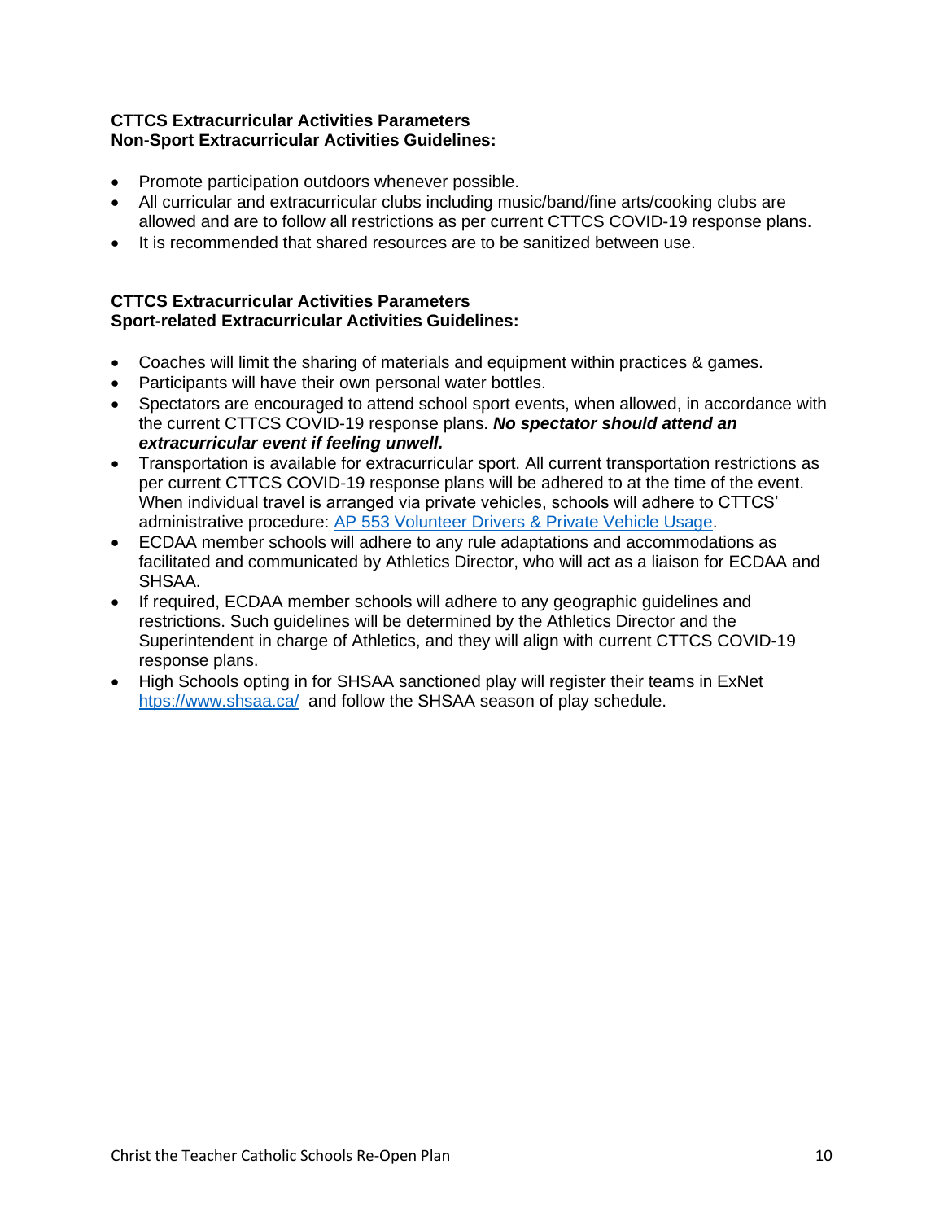**CTTCS Extracurricular Activities Parameters**
**Non-Sport Extracurricular Activities Guidelines:**

- Promote participation outdoors whenever possible.
- All curricular and extracurricular clubs including music/band/fine arts/cooking clubs are allowed and are to follow all restrictions as per current CTTCS COVID-19 response plans.
- It is recommended that shared resources are to be sanitized between use.

**CTTCS Extracurricular Activities Parameters**
**Sport-related Extracurricular Activities Guidelines:**

- Coaches will limit the sharing of materials and equipment within practices & games.
- Participants will have their own personal water bottles.
- Spectators are encouraged to attend school sport events, when allowed, in accordance with the current CTTCS COVID-19 response plans. ***No spectator should attend an extracurricular event if feeling unwell.***
- Transportation is available for extracurricular sport. All current transportation restrictions as per current CTTCS COVID-19 response plans will be adhered to at the time of the event. When individual travel is arranged via private vehicles, schools will adhere to CTTCS' administrative procedure: AP 553 Volunteer Drivers & Private Vehicle Usage.
- ECDAA member schools will adhere to any rule adaptations and accommodations as facilitated and communicated by Athletics Director, who will act as a liaison for ECDAA and SHSAA.
- If required, ECDAA member schools will adhere to any geographic guidelines and restrictions. Such guidelines will be determined by the Athletics Director and the Superintendent in charge of Athletics, and they will align with current CTTCS COVID-19 response plans.
- High Schools opting in for SHSAA sanctioned play will register their teams in ExNet https://www.shsaa.ca/ and follow the SHSAA season of play schedule.